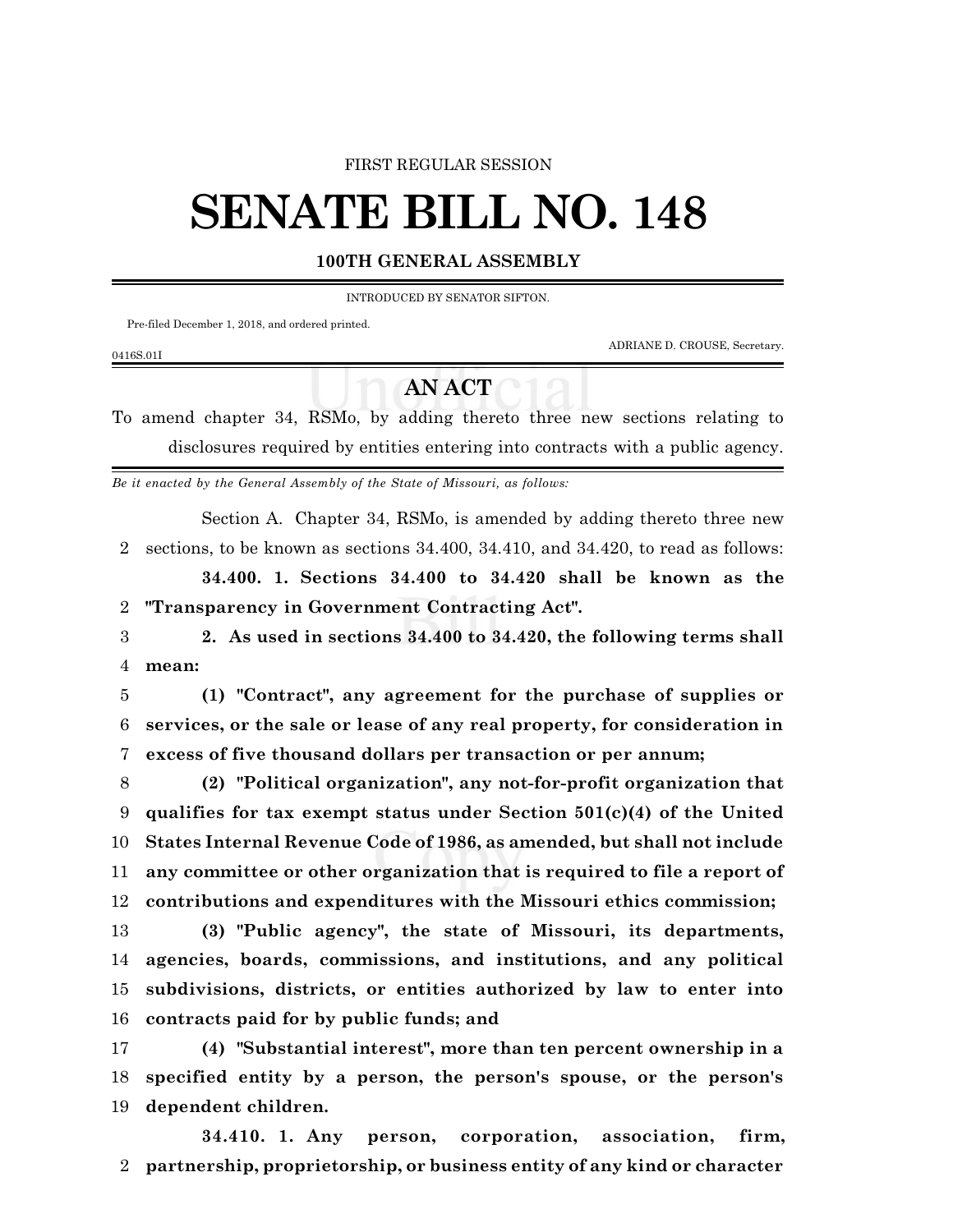FIRST REGULAR SESSION

# SENATE BILL NO. 148

**100TH GENERAL ASSEMBLY**

INTRODUCED BY SENATOR SIFTON.

Pre-filed December 1, 2018, and ordered printed.

ADRIANE D. CROUSE, Secretary.

0416S.01I

## AN ACT

To amend chapter 34, RSMo, by adding thereto three new sections relating to disclosures required by entities entering into contracts with a public agency.

*Be it enacted by the General Assembly of the State of Missouri, as follows:*

Section A. Chapter 34, RSMo, is amended by adding thereto three new sections, to be known as sections 34.400, 34.410, and 34.420, to read as follows:

**34.400. 1. Sections 34.400 to 34.420 shall be known as the "Transparency in Government Contracting Act".**

**2. As used in sections 34.400 to 34.420, the following terms shall mean:**

**(1) "Contract", any agreement for the purchase of supplies or services, or the sale or lease of any real property, for consideration in excess of five thousand dollars per transaction or per annum;**

**(2) "Political organization", any not-for-profit organization that qualifies for tax exempt status under Section 501(c)(4) of the United States Internal Revenue Code of 1986, as amended, but shall not include any committee or other organization that is required to file a report of contributions and expenditures with the Missouri ethics commission;**

**(3) "Public agency", the state of Missouri, its departments, agencies, boards, commissions, and institutions, and any political subdivisions, districts, or entities authorized by law to enter into contracts paid for by public funds; and**

**(4) "Substantial interest", more than ten percent ownership in a specified entity by a person, the person's spouse, or the person's dependent children.**

**34.410. 1. Any person, corporation, association, firm, partnership, proprietorship, or business entity of any kind or character**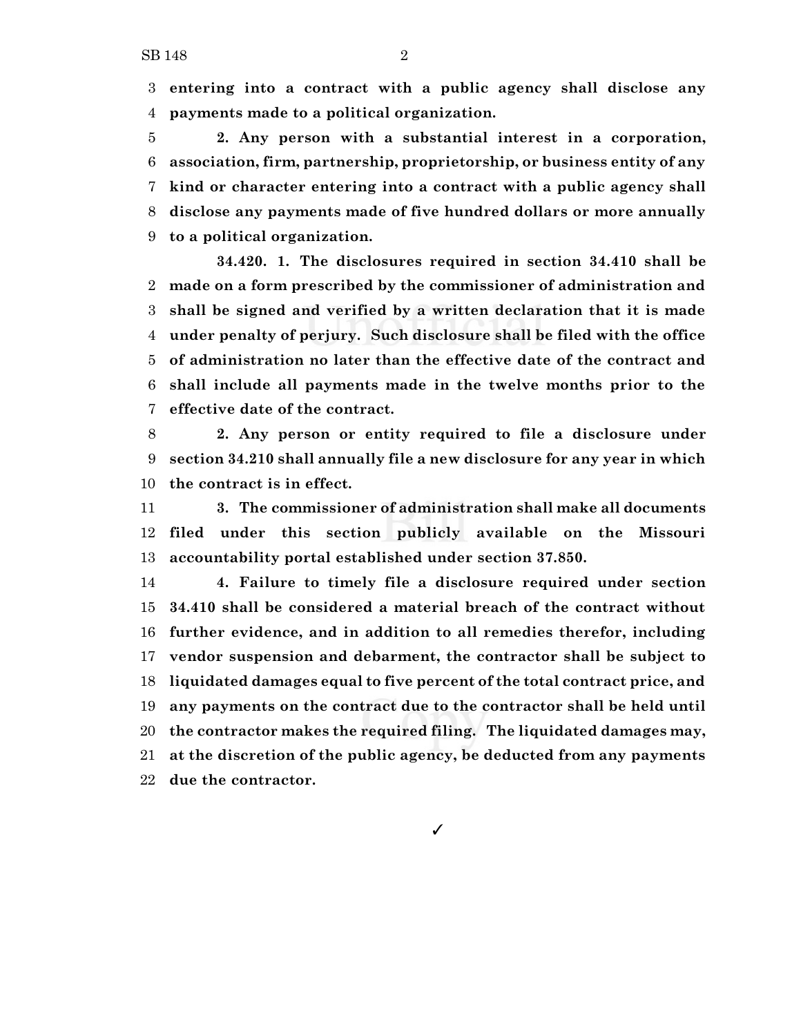**entering into a contract with a public agency shall disclose any payments made to a political organization.**

**2. Any person with a substantial interest in a corporation, association, firm, partnership, proprietorship, or business entity of any kind or character entering into a contract with a public agency shall disclose any payments made of five hundred dollars or more annually to a political organization.**

**34.420. 1. The disclosures required in section 34.410 shall be made on a form prescribed by the commissioner of administration and shall be signed and verified by a written declaration that it is made under penalty of perjury. Such disclosure shall be filed with the office of administration no later than the effective date of the contract and shall include all payments made in the twelve months prior to the effective date of the contract.**

**2. Any person or entity required to file a disclosure under section 34.210 shall annually file a new disclosure for any year in which the contract is in effect.**

**3. The commissioner of administration shall make all documents filed under this section publicly available on the Missouri accountability portal established under section 37.850.**

**4. Failure to timely file a disclosure required under section 34.410 shall be considered a material breach of the contract without further evidence, and in addition to all remedies therefor, including vendor suspension and debarment, the contractor shall be subject to liquidated damages equal to five percent of the total contract price, and any payments on the contract due to the contractor shall be held until the contractor makes the required filing. The liquidated damages may, at the discretion of the public agency, be deducted from any payments due the contractor.**

✓